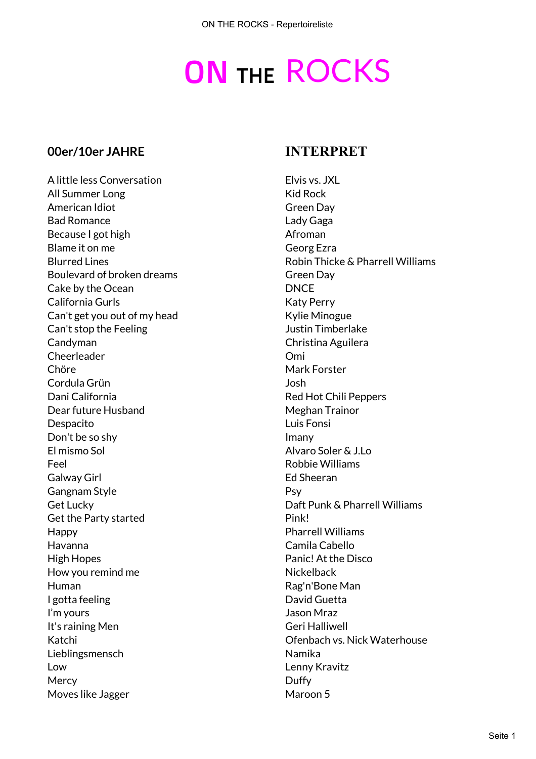# ON THE ROCKS

| 00er/10er JAHRE | INTERPRET |
| --- | --- |
| A little less Conversation | Elvis vs. JXL |
| All Summer Long | Kid Rock |
| American Idiot | Green Day |
| Bad Romance | Lady Gaga |
| Because I got high | Afroman |
| Blame it on me | Georg Ezra |
| Blurred Lines | Robin Thicke & Pharrell Williams |
| Boulevard of broken dreams | Green Day |
| Cake by the Ocean | DNCE |
| California Gurls | Katy Perry |
| Can't get you out of my head | Kylie Minogue |
| Can't stop the Feeling | Justin Timberlake |
| Candyman | Christina Aguilera |
| Cheerleader | Omi |
| Chöre | Mark Forster |
| Cordula Grün | Josh |
| Dani California | Red Hot Chili Peppers |
| Dear future Husband | Meghan Trainor |
| Despacito | Luis Fonsi |
| Don't be so shy | Imany |
| El mismo Sol | Alvaro Soler & J.Lo |
| Feel | Robbie Williams |
| Galway Girl | Ed Sheeran |
| Gangnam Style | Psy |
| Get Lucky | Daft Punk & Pharrell Williams |
| Get the Party started | Pink! |
| Happy | Pharrell Williams |
| Havanna | Camila Cabello |
| High Hopes | Panic! At the Disco |
| How you remind me | Nickelback |
| Human | Rag'n'Bone Man |
| I gotta feeling | David Guetta |
| I'm yours | Jason Mraz |
| It's raining Men | Geri Halliwell |
| Katchi | Ofenbach vs. Nick Waterhouse |
| Lieblingsmensch | Namika |
| Low | Lenny Kravitz |
| Mercy | Duffy |
| Moves like Jagger | Maroon 5 |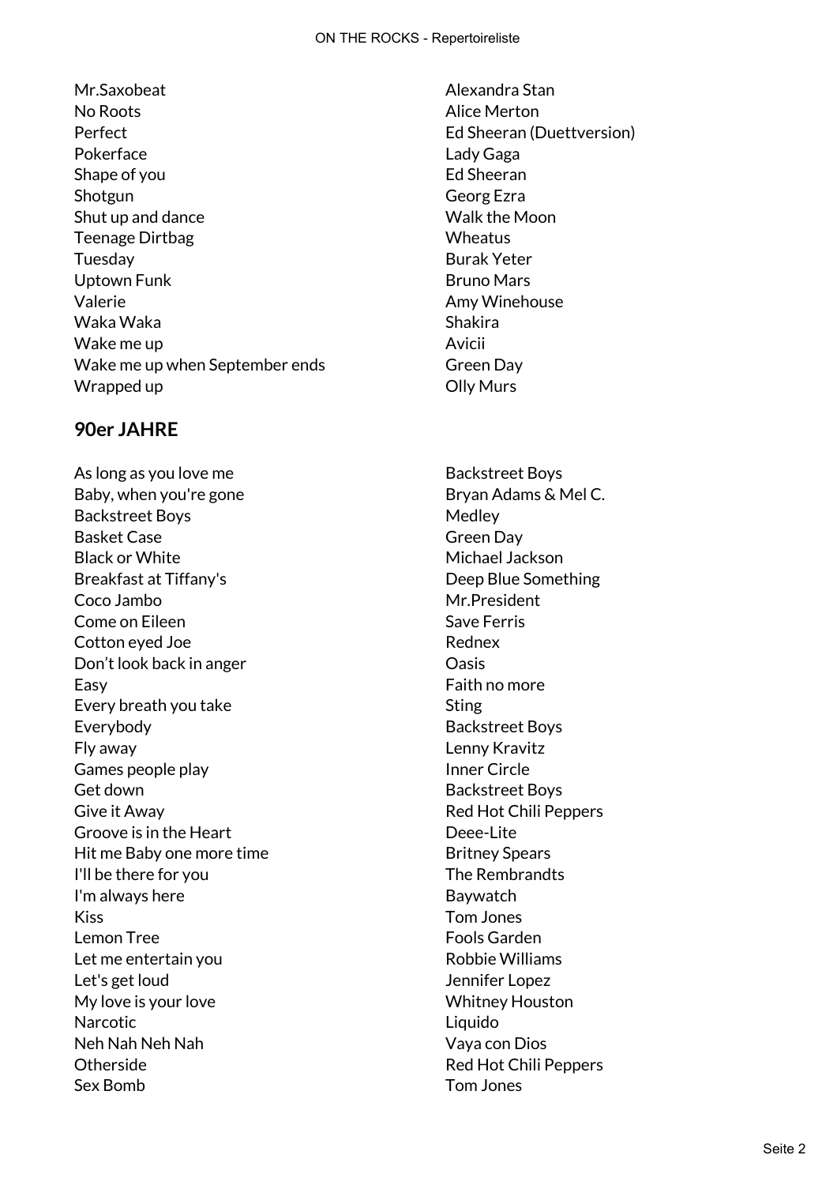| | |
|---|---|
| Mr.Saxobeat | Alexandra Stan |
| No Roots | Alice Merton |
| Perfect | Ed Sheeran (Duettversion) |
| Pokerface | Lady Gaga |
| Shape of you | Ed Sheeran |
| Shotgun | Georg Ezra |
| Shut up and dance | Walk the Moon |
| Teenage Dirtbag | Wheatus |
| Tuesday | Burak Yeter |
| Uptown Funk | Bruno Mars |
| Valerie | Amy Winehouse |
| Waka Waka | Shakira |
| Wake me up | Avicii |
| Wake me up when September ends | Green Day |
| Wrapped up | Olly Murs |

## 90er JAHRE

| | |
|---|---|
| As long as you love me | Backstreet Boys |
| Baby, when you're gone | Bryan Adams & Mel C. |
| Backstreet Boys | Medley |
| Basket Case | Green Day |
| Black or White | Michael Jackson |
| Breakfast at Tiffany's | Deep Blue Something |
| Coco Jambo | Mr.President |
| Come on Eileen | Save Ferris |
| Cotton eyed Joe | Rednex |
| Don't look back in anger | Oasis |
| Easy | Faith no more |
| Every breath you take | Sting |
| Everybody | Backstreet Boys |
| Fly away | Lenny Kravitz |
| Games people play | Inner Circle |
| Get down | Backstreet Boys |
| Give it Away | Red Hot Chili Peppers |
| Groove is in the Heart | Deee-Lite |
| Hit me Baby one more time | Britney Spears |
| I'll be there for you | The Rembrandts |
| I'm always here | Baywatch |
| Kiss | Tom Jones |
| Lemon Tree | Fools Garden |
| Let me entertain you | Robbie Williams |
| Let's get loud | Jennifer Lopez |
| My love is your love | Whitney Houston |
| Narcotic | Liquido |
| Neh Nah Neh Nah | Vaya con Dios |
| Otherside | Red Hot Chili Peppers |
| Sex Bomb | Tom Jones |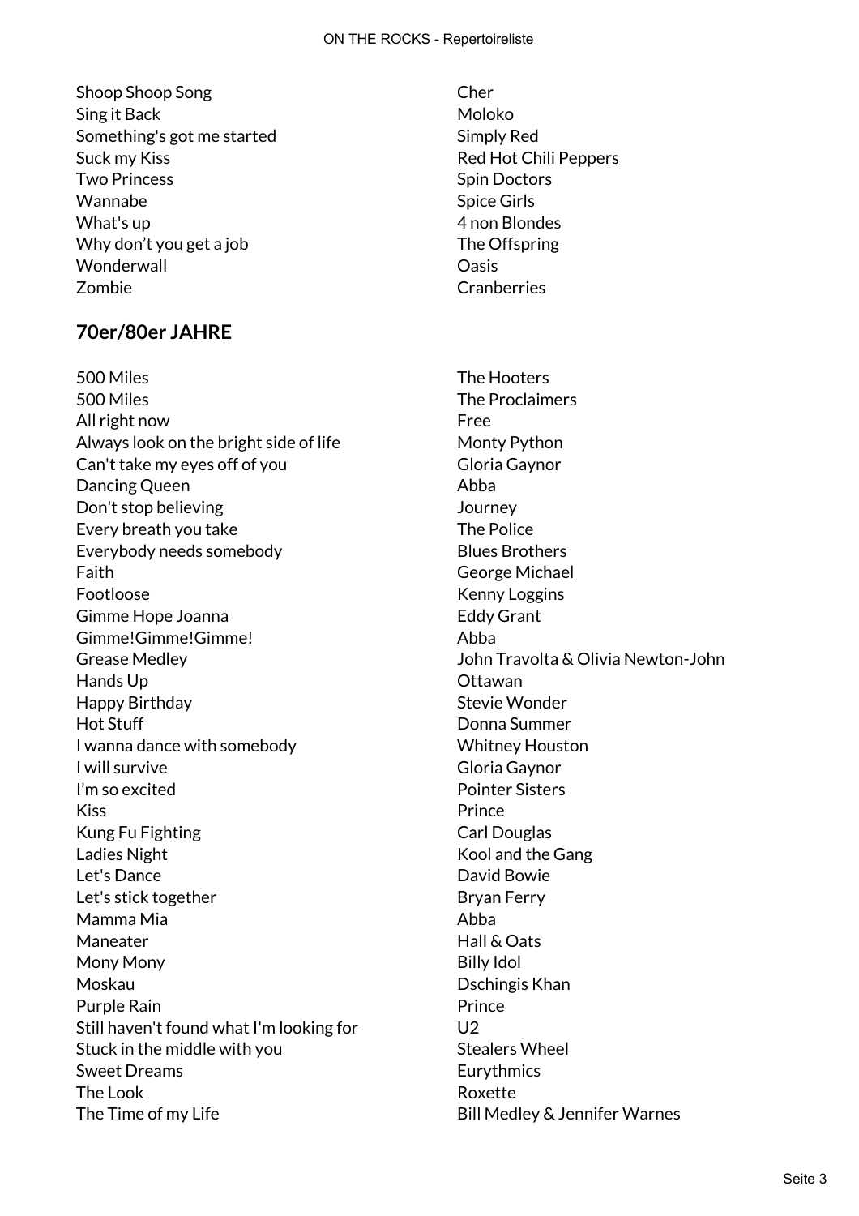| | |
|---|---|
| Shoop Shoop Song | Cher |
| Sing it Back | Moloko |
| Something's got me started | Simply Red |
| Suck my Kiss | Red Hot Chili Peppers |
| Two Princess | Spin Doctors |
| Wannabe | Spice Girls |
| What's up | 4 non Blondes |
| Why don't you get a job | The Offspring |
| Wonderwall | Oasis |
| Zombie | Cranberries |

## 70er/80er JAHRE

| | |
|---|---|
| 500 Miles | The Hooters |
| 500 Miles | The Proclaimers |
| All right now | Free |
| Always look on the bright side of life | Monty Python |
| Can't take my eyes off of you | Gloria Gaynor |
| Dancing Queen | Abba |
| Don't stop believing | Journey |
| Every breath you take | The Police |
| Everybody needs somebody | Blues Brothers |
| Faith | George Michael |
| Footloose | Kenny Loggins |
| Gimme Hope Joanna | Eddy Grant |
| Gimme!Gimme!Gimme! | Abba |
| Grease Medley | John Travolta & Olivia Newton-John |
| Hands Up | Ottawan |
| Happy Birthday | Stevie Wonder |
| Hot Stuff | Donna Summer |
| I wanna dance with somebody | Whitney Houston |
| I will survive | Gloria Gaynor |
| I'm so excited | Pointer Sisters |
| Kiss | Prince |
| Kung Fu Fighting | Carl Douglas |
| Ladies Night | Kool and the Gang |
| Let's Dance | David Bowie |
| Let's stick together | Bryan Ferry |
| Mamma Mia | Abba |
| Maneater | Hall & Oats |
| Mony Mony | Billy Idol |
| Moskau | Dschingis Khan |
| Purple Rain | Prince |
| Still haven't found what I'm looking for | U2 |
| Stuck in the middle with you | Stealers Wheel |
| Sweet Dreams | Eurythmics |
| The Look | Roxette |
| The Time of my Life | Bill Medley & Jennifer Warnes |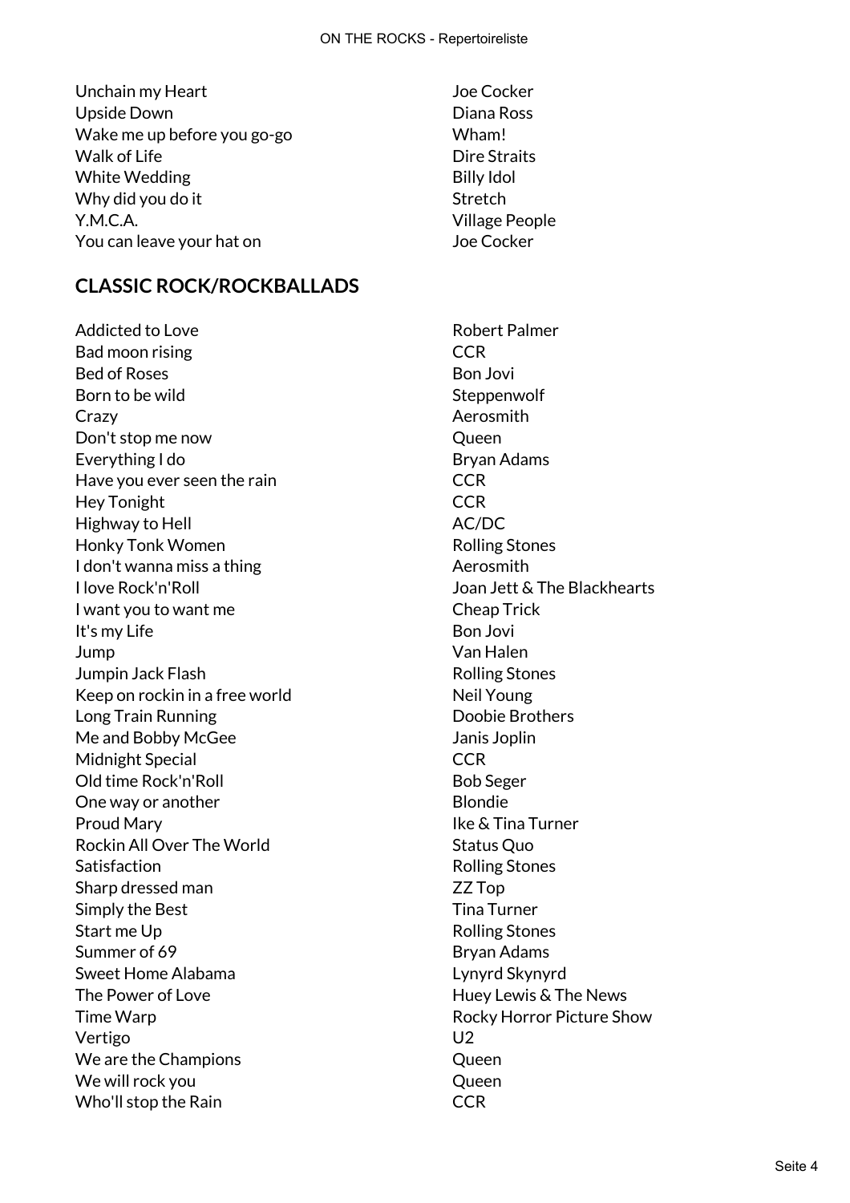| | |
|---|---|
| Unchain my Heart | Joe Cocker |
| Upside Down | Diana Ross |
| Wake me up before you go-go | Wham! |
| Walk of Life | Dire Straits |
| White Wedding | Billy Idol |
| Why did you do it | Stretch |
| Y.M.C.A. | Village People |
| You can leave your hat on | Joe Cocker |

## CLASSIC ROCK/ROCKBALLADS

| | |
|---|---|
| Addicted to Love | Robert Palmer |
| Bad moon rising | CCR |
| Bed of Roses | Bon Jovi |
| Born to be wild | Steppenwolf |
| Crazy | Aerosmith |
| Don't stop me now | Queen |
| Everything I do | Bryan Adams |
| Have you ever seen the rain | CCR |
| Hey Tonight | CCR |
| Highway to Hell | AC/DC |
| Honky Tonk Women | Rolling Stones |
| I don't wanna miss a thing | Aerosmith |
| I love Rock'n'Roll | Joan Jett & The Blackhearts |
| I want you to want me | Cheap Trick |
| It's my Life | Bon Jovi |
| Jump | Van Halen |
| Jumpin Jack Flash | Rolling Stones |
| Keep on rockin in a free world | Neil Young |
| Long Train Running | Doobie Brothers |
| Me and Bobby McGee | Janis Joplin |
| Midnight Special | CCR |
| Old time Rock'n'Roll | Bob Seger |
| One way or another | Blondie |
| Proud Mary | Ike & Tina Turner |
| Rockin All Over The World | Status Quo |
| Satisfaction | Rolling Stones |
| Sharp dressed man | ZZ Top |
| Simply the Best | Tina Turner |
| Start me Up | Rolling Stones |
| Summer of 69 | Bryan Adams |
| Sweet Home Alabama | Lynyrd Skynyrd |
| The Power of Love | Huey Lewis & The News |
| Time Warp | Rocky Horror Picture Show |
| Vertigo | U2 |
| We are the Champions | Queen |
| We will rock you | Queen |
| Who'll stop the Rain | CCR |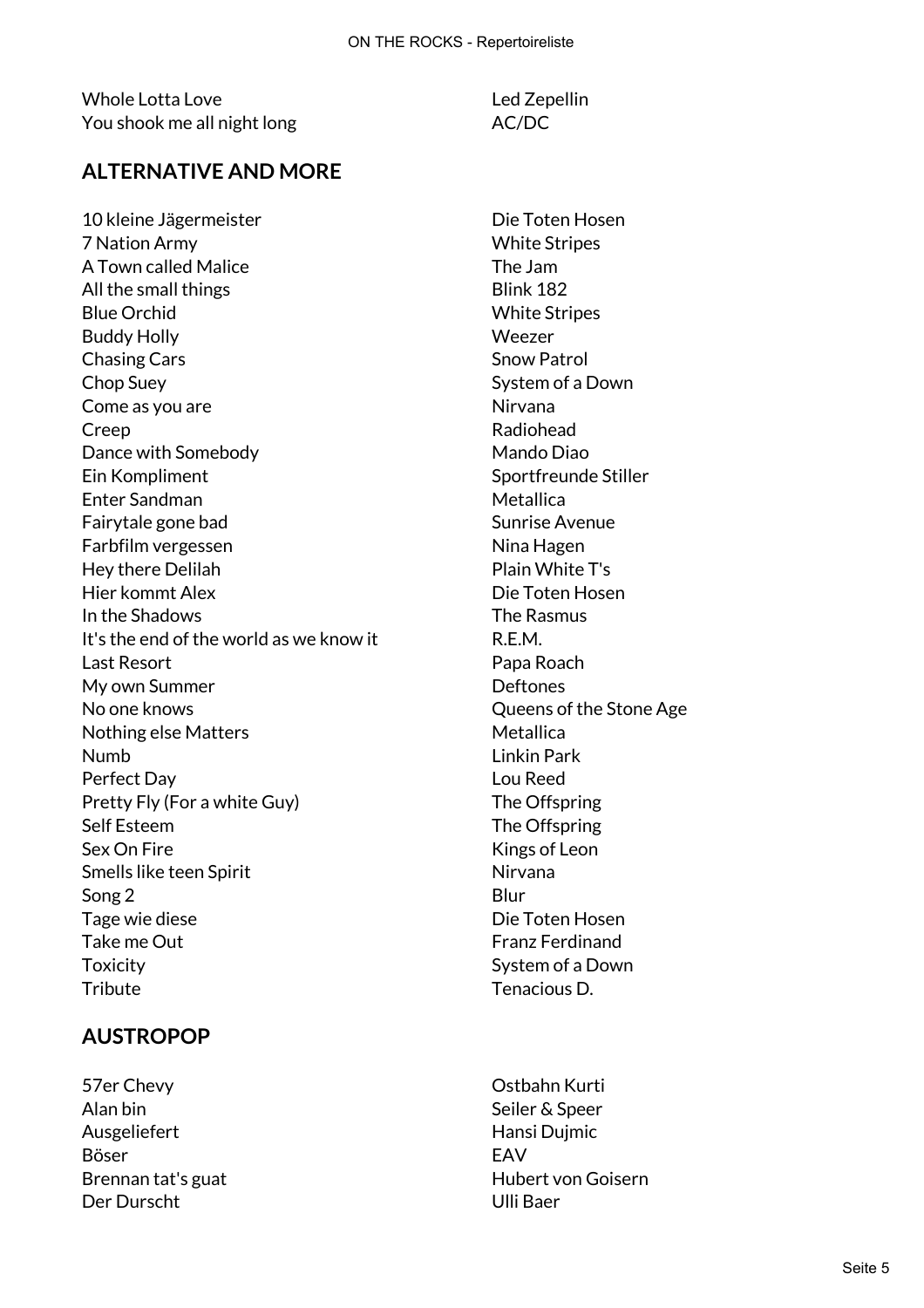| | |
|---|---|
| Whole Lotta Love | Led Zepellin |
| You shook me all night long | AC/DC |

## ALTERNATIVE AND MORE

| | |
|---|---|
| 10 kleine Jägermeister | Die Toten Hosen |
| 7 Nation Army | White Stripes |
| A Town called Malice | The Jam |
| All the small things | Blink 182 |
| Blue Orchid | White Stripes |
| Buddy Holly | Weezer |
| Chasing Cars | Snow Patrol |
| Chop Suey | System of a Down |
| Come as you are | Nirvana |
| Creep | Radiohead |
| Dance with Somebody | Mando Diao |
| Ein Kompliment | Sportfreunde Stiller |
| Enter Sandman | Metallica |
| Fairytale gone bad | Sunrise Avenue |
| Farbfilm vergessen | Nina Hagen |
| Hey there Delilah | Plain White T's |
| Hier kommt Alex | Die Toten Hosen |
| In the Shadows | The Rasmus |
| It's the end of the world as we know it | R.E.M. |
| Last Resort | Papa Roach |
| My own Summer | Deftones |
| No one knows | Queens of the Stone Age |
| Nothing else Matters | Metallica |
| Numb | Linkin Park |
| Perfect Day | Lou Reed |
| Pretty Fly (For a white Guy) | The Offspring |
| Self Esteem | The Offspring |
| Sex On Fire | Kings of Leon |
| Smells like teen Spirit | Nirvana |
| Song 2 | Blur |
| Tage wie diese | Die Toten Hosen |
| Take me Out | Franz Ferdinand |
| Toxicity | System of a Down |
| Tribute | Tenacious D. |

## AUSTROPOP

| | |
|---|---|
| 57er Chevy | Ostbahn Kurti |
| Alan bin | Seiler & Speer |
| Ausgeliefert | Hansi Dujmic |
| Böser | EAV |
| Brennan tat's guat | Hubert von Goisern |
| Der Durscht | Ulli Baer |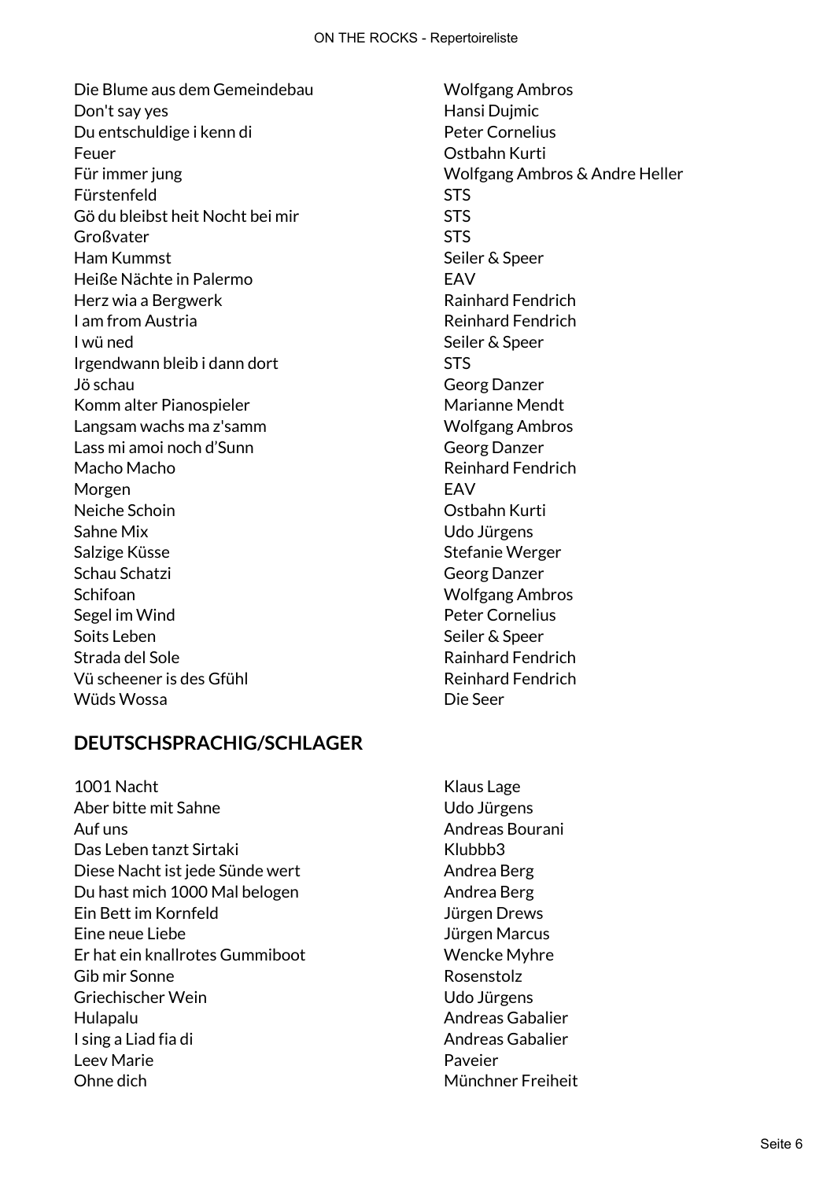| | |
|---|---|
| Die Blume aus dem Gemeindebau | Wolfgang Ambros |
| Don't say yes | Hansi Dujmic |
| Du entschuldige i kenn di | Peter Cornelius |
| Feuer | Ostbahn Kurti |
| Für immer jung | Wolfgang Ambros & Andre Heller |
| Fürstenfeld | STS |
| Gö du bleibst heit Nocht bei mir | STS |
| Großvater | STS |
| Ham Kummst | Seiler & Speer |
| Heiße Nächte in Palermo | EAV |
| Herz wia a Bergwerk | Rainhard Fendrich |
| I am from Austria | Reinhard Fendrich |
| I wü ned | Seiler & Speer |
| Irgendwann bleib i dann dort | STS |
| Jö schau | Georg Danzer |
| Komm alter Pianospieler | Marianne Mendt |
| Langsam wachs ma z'samm | Wolfgang Ambros |
| Lass mi amoi noch d'Sunn | Georg Danzer |
| Macho Macho | Reinhard Fendrich |
| Morgen | EAV |
| Neiche Schoin | Ostbahn Kurti |
| Sahne Mix | Udo Jürgens |
| Salzige Küsse | Stefanie Werger |
| Schau Schatzi | Georg Danzer |
| Schifoan | Wolfgang Ambros |
| Segel im Wind | Peter Cornelius |
| Soits Leben | Seiler & Speer |
| Strada del Sole | Rainhard Fendrich |
| Vü scheener is des Gfühl | Reinhard Fendrich |
| Wüds Wossa | Die Seer |

## DEUTSCHSPRACHIG/SCHLAGER

| | |
|---|---|
| 1001 Nacht | Klaus Lage |
| Aber bitte mit Sahne | Udo Jürgens |
| Auf uns | Andreas Bourani |
| Das Leben tanzt Sirtaki | Klubbb3 |
| Diese Nacht ist jede Sünde wert | Andrea Berg |
| Du hast mich 1000 Mal belogen | Andrea Berg |
| Ein Bett im Kornfeld | Jürgen Drews |
| Eine neue Liebe | Jürgen Marcus |
| Er hat ein knallrotes Gummiboot | Wencke Myhre |
| Gib mir Sonne | Rosenstolz |
| Griechischer Wein | Udo Jürgens |
| Hulapalu | Andreas Gabalier |
| I sing a Liad fia di | Andreas Gabalier |
| Leev Marie | Paveier |
| Ohne dich | Münchner Freiheit |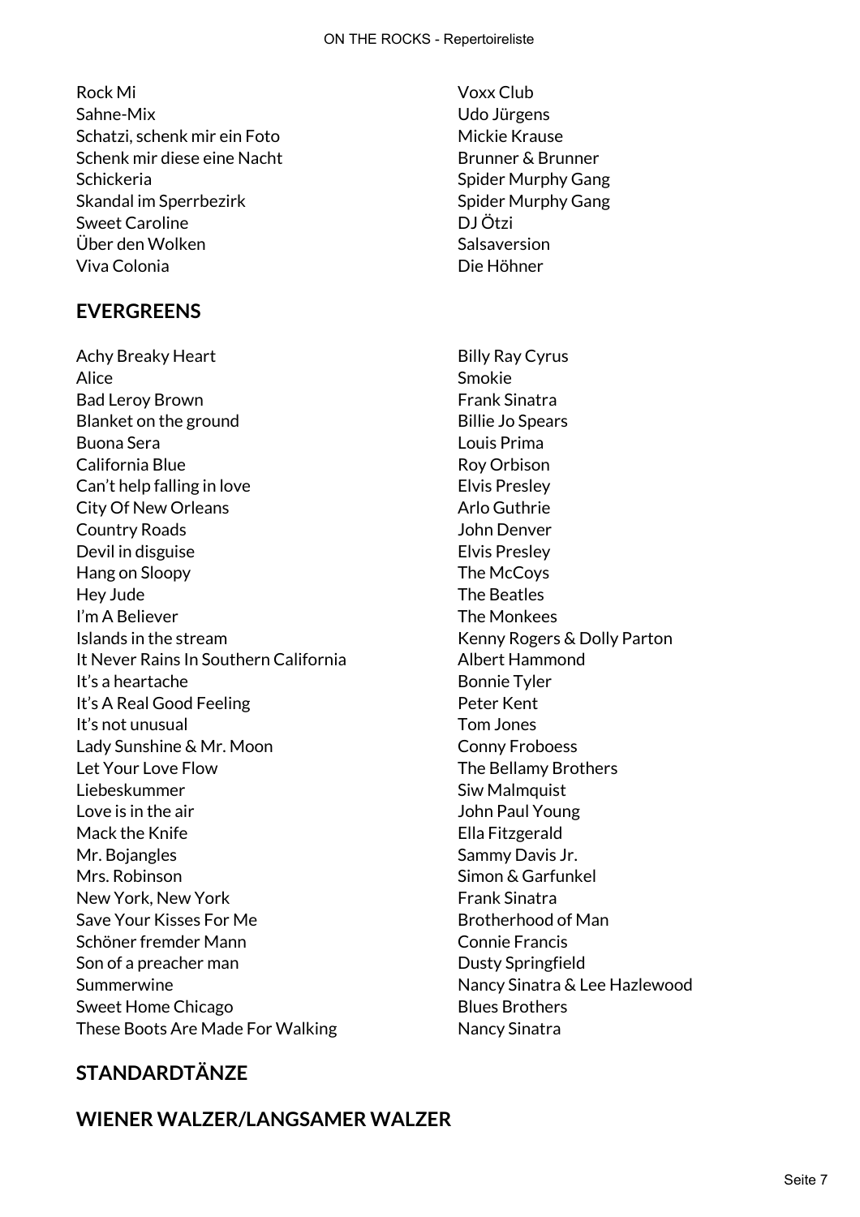| | |
|---|---|
| Rock Mi | Voxx Club |
| Sahne-Mix | Udo Jürgens |
| Schatzi, schenk mir ein Foto | Mickie Krause |
| Schenk mir diese eine Nacht | Brunner & Brunner |
| Schickeria | Spider Murphy Gang |
| Skandal im Sperrbezirk | Spider Murphy Gang |
| Sweet Caroline | DJ Ötzi |
| Über den Wolken | Salsaversion |
| Viva Colonia | Die Höhner |

## EVERGREENS

| | |
|---|---|
| Achy Breaky Heart | Billy Ray Cyrus |
| Alice | Smokie |
| Bad Leroy Brown | Frank Sinatra |
| Blanket on the ground | Billie Jo Spears |
| Buona Sera | Louis Prima |
| California Blue | Roy Orbison |
| Can't help falling in love | Elvis Presley |
| City Of New Orleans | Arlo Guthrie |
| Country Roads | John Denver |
| Devil in disguise | Elvis Presley |
| Hang on Sloopy | The McCoys |
| Hey Jude | The Beatles |
| I'm A Believer | The Monkees |
| Islands in the stream | Kenny Rogers & Dolly Parton |
| It Never Rains In Southern California | Albert Hammond |
| It's a heartache | Bonnie Tyler |
| It's A Real Good Feeling | Peter Kent |
| It's not unusual | Tom Jones |
| Lady Sunshine & Mr. Moon | Conny Froboess |
| Let Your Love Flow | The Bellamy Brothers |
| Liebeskummer | Siw Malmquist |
| Love is in the air | John Paul Young |
| Mack the Knife | Ella Fitzgerald |
| Mr. Bojangles | Sammy Davis Jr. |
| Mrs. Robinson | Simon & Garfunkel |
| New York, New York | Frank Sinatra |
| Save Your Kisses For Me | Brotherhood of Man |
| Schöner fremder Mann | Connie Francis |
| Son of a preacher man | Dusty Springfield |
| Summerwine | Nancy Sinatra & Lee Hazlewood |
| Sweet Home Chicago | Blues Brothers |
| These Boots Are Made For Walking | Nancy Sinatra |

## STANDARDTÄNZE

## WIENER WALZER/LANGSAMER WALZER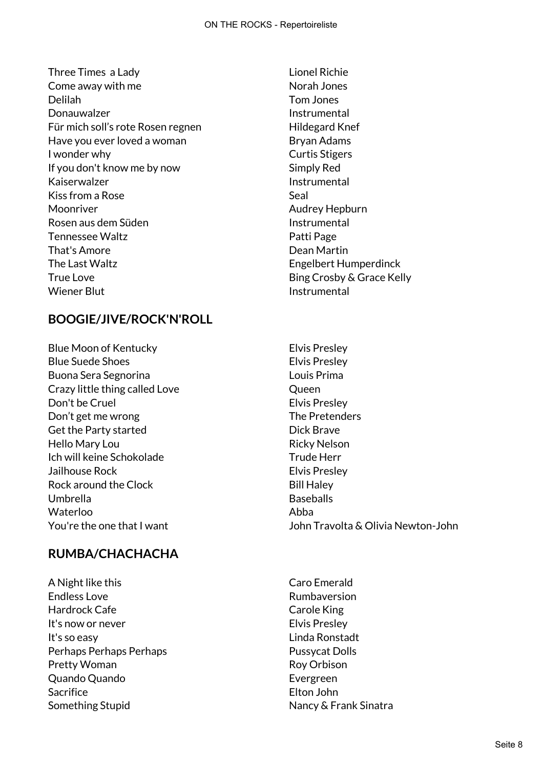| | |
|---|---|
| Three Times  a Lady | Lionel Richie |
| Come away with me | Norah Jones |
| Delilah | Tom Jones |
| Donauwalzer | Instrumental |
| Für mich soll’s rote Rosen regnen | Hildegard Knef |
| Have you ever loved a woman | Bryan Adams |
| I wonder why | Curtis Stigers |
| If you don't know me by now | Simply Red |
| Kaiserwalzer | Instrumental |
| Kiss from a Rose | Seal |
| Moonriver | Audrey Hepburn |
| Rosen aus dem Süden | Instrumental |
| Tennessee Waltz | Patti Page |
| That's Amore | Dean Martin |
| The Last Waltz | Engelbert Humperdinck |
| True Love | Bing Crosby & Grace Kelly |
| Wiener Blut | Instrumental |

## BOOGIE/JIVE/ROCK'N'ROLL

| | |
|---|---|
| Blue Moon of Kentucky | Elvis Presley |
| Blue Suede Shoes | Elvis Presley |
| Buona Sera Segnorina | Louis Prima |
| Crazy little thing called Love | Queen |
| Don't be Cruel | Elvis Presley |
| Don’t get me wrong | The Pretenders |
| Get the Party started | Dick Brave |
| Hello Mary Lou | Ricky Nelson |
| Ich will keine Schokolade | Trude Herr |
| Jailhouse Rock | Elvis Presley |
| Rock around the Clock | Bill Haley |
| Umbrella | Baseballs |
| Waterloo | Abba |
| You're the one that I want | John Travolta & Olivia Newton-John |

## RUMBA/CHACHACHA

| | |
|---|---|
| A Night like this | Caro Emerald |
| Endless Love | Rumbaversion |
| Hardrock Cafe | Carole King |
| It's now or never | Elvis Presley |
| It's so easy | Linda Ronstadt |
| Perhaps Perhaps Perhaps | Pussycat Dolls |
| Pretty Woman | Roy Orbison |
| Quando Quando | Evergreen |
| Sacrifice | Elton John |
| Something Stupid | Nancy & Frank Sinatra |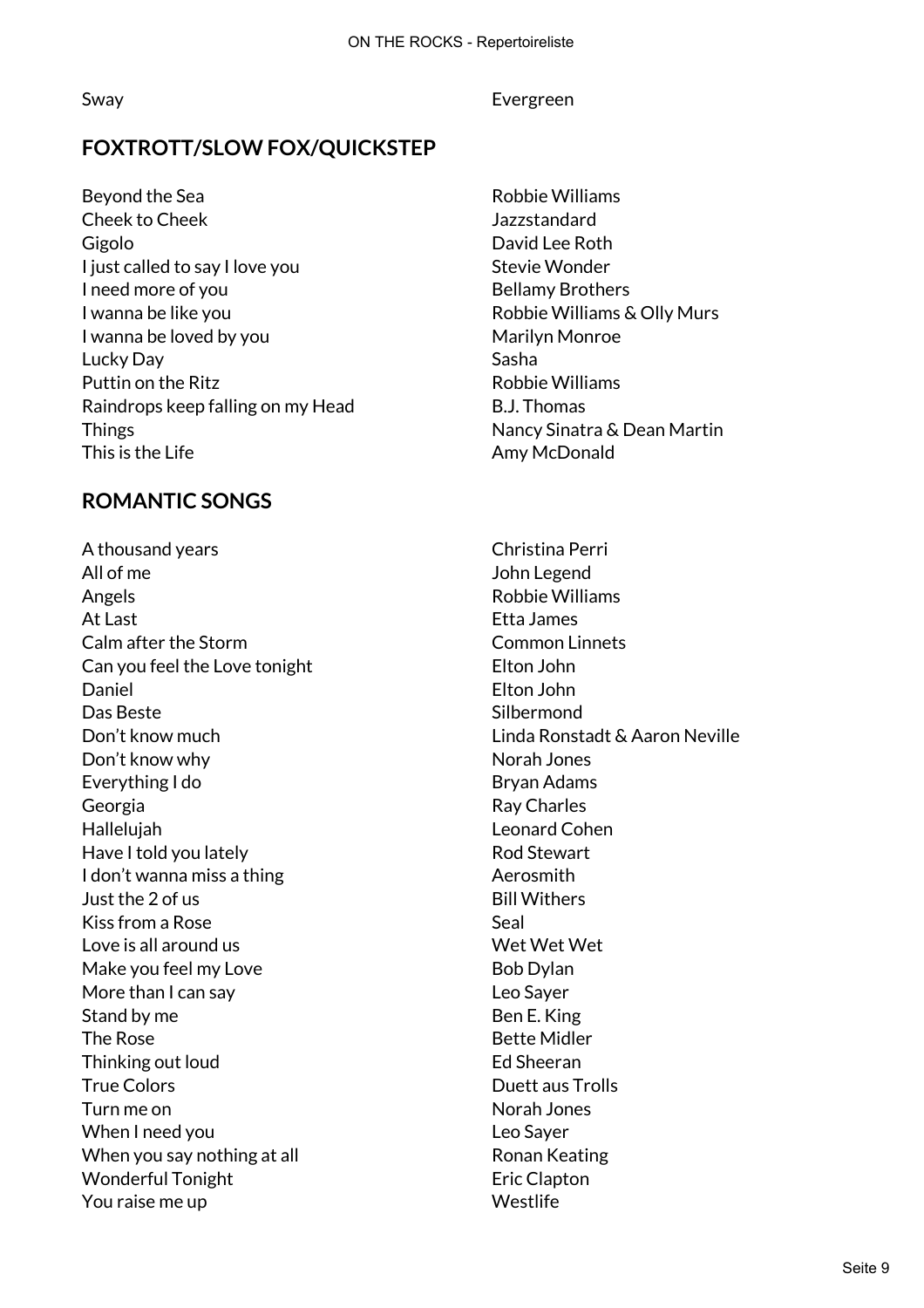| | |
|---|---|
| Sway | Evergreen |

## FOXTROTT/SLOW FOX/QUICKSTEP

| | |
|---|---|
| Beyond the Sea | Robbie Williams |
| Cheek to Cheek | Jazzstandard |
| Gigolo | David Lee Roth |
| I just called to say I love you | Stevie Wonder |
| I need more of you | Bellamy Brothers |
| I wanna be like you | Robbie Williams & Olly Murs |
| I wanna be loved by you | Marilyn Monroe |
| Lucky Day | Sasha |
| Puttin on the Ritz | Robbie Williams |
| Raindrops keep falling on my Head | B.J. Thomas |
| Things | Nancy Sinatra & Dean Martin |
| This is the Life | Amy McDonald |

## ROMANTIC SONGS

| | |
|---|---|
| A thousand years | Christina Perri |
| All of me | John Legend |
| Angels | Robbie Williams |
| At Last | Etta James |
| Calm after the Storm | Common Linnets |
| Can you feel the Love tonight | Elton John |
| Daniel | Elton John |
| Das Beste | Silbermond |
| Don't know much | Linda Ronstadt & Aaron Neville |
| Don't know why | Norah Jones |
| Everything I do | Bryan Adams |
| Georgia | Ray Charles |
| Hallelujah | Leonard Cohen |
| Have I told you lately | Rod Stewart |
| I don't wanna miss a thing | Aerosmith |
| Just the 2 of us | Bill Withers |
| Kiss from a Rose | Seal |
| Love is all around us | Wet Wet Wet |
| Make you feel my Love | Bob Dylan |
| More than I can say | Leo Sayer |
| Stand by me | Ben E. King |
| The Rose | Bette Midler |
| Thinking out loud | Ed Sheeran |
| True Colors | Duett aus Trolls |
| Turn me on | Norah Jones |
| When I need you | Leo Sayer |
| When you say nothing at all | Ronan Keating |
| Wonderful Tonight | Eric Clapton |
| You raise me up | Westlife |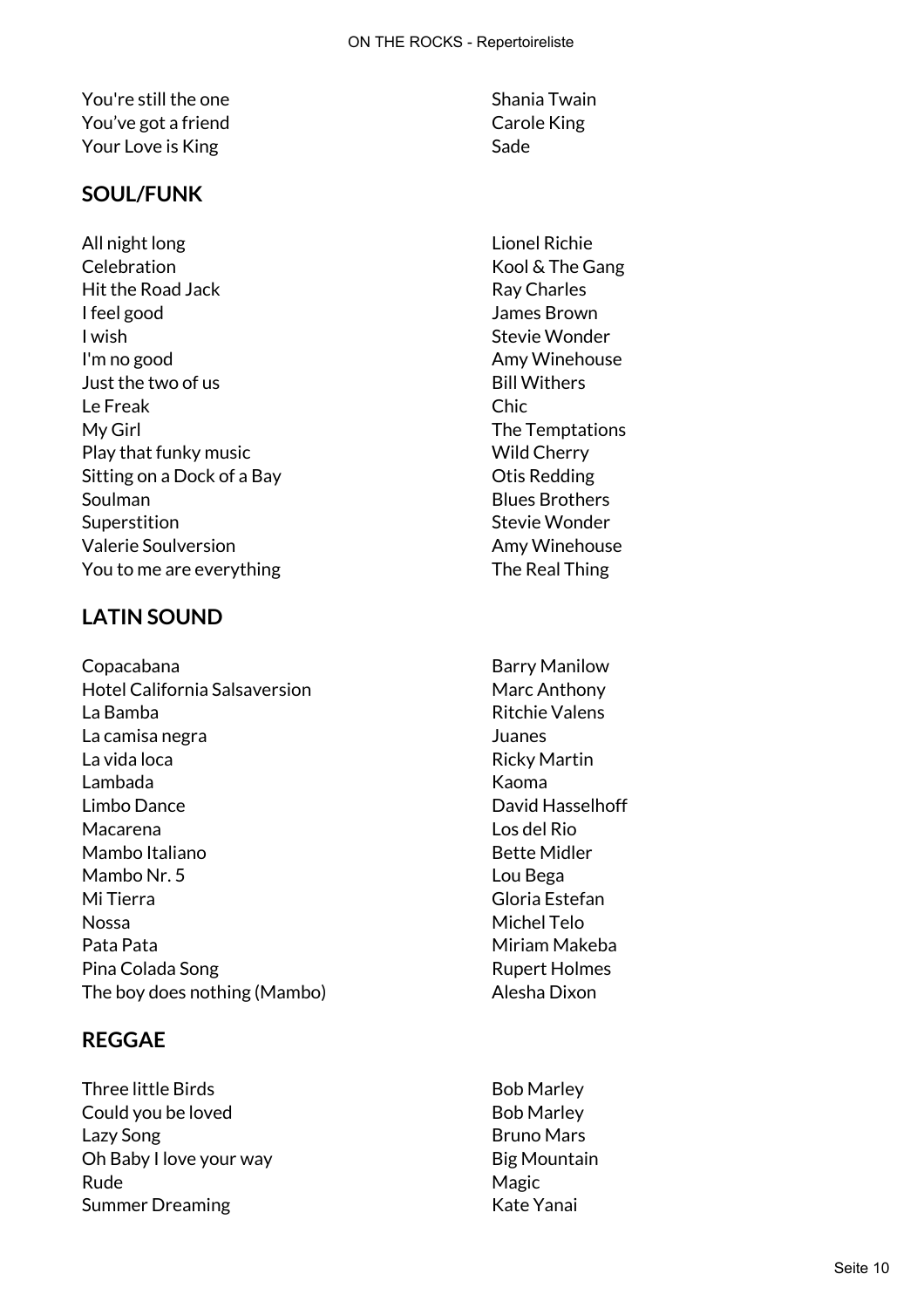| | |
|---|---|
| You're still the one | Shania Twain |
| You've got a friend | Carole King |
| Your Love is King | Sade |

## SOUL/FUNK

| | |
|---|---|
| All night long | Lionel Richie |
| Celebration | Kool & The Gang |
| Hit the Road Jack | Ray Charles |
| I feel good | James Brown |
| I wish | Stevie Wonder |
| I'm no good | Amy Winehouse |
| Just the two of us | Bill Withers |
| Le Freak | Chic |
| My Girl | The Temptations |
| Play that funky music | Wild Cherry |
| Sitting on a Dock of a Bay | Otis Redding |
| Soulman | Blues Brothers |
| Superstition | Stevie Wonder |
| Valerie Soulversion | Amy Winehouse |
| You to me are everything | The Real Thing |

## LATIN SOUND

| | |
|---|---|
| Copacabana | Barry Manilow |
| Hotel California Salsaversion | Marc Anthony |
| La Bamba | Ritchie Valens |
| La camisa negra | Juanes |
| La vida loca | Ricky Martin |
| Lambada | Kaoma |
| Limbo Dance | David Hasselhoff |
| Macarena | Los del Rio |
| Mambo Italiano | Bette Midler |
| Mambo Nr. 5 | Lou Bega |
| Mi Tierra | Gloria Estefan |
| Nossa | Michel Telo |
| Pata Pata | Miriam Makeba |
| Pina Colada Song | Rupert Holmes |
| The boy does nothing (Mambo) | Alesha Dixon |

## REGGAE

| | |
|---|---|
| Three little Birds | Bob Marley |
| Could you be loved | Bob Marley |
| Lazy Song | Bruno Mars |
| Oh Baby I love your way | Big Mountain |
| Rude | Magic |
| Summer Dreaming | Kate Yanai |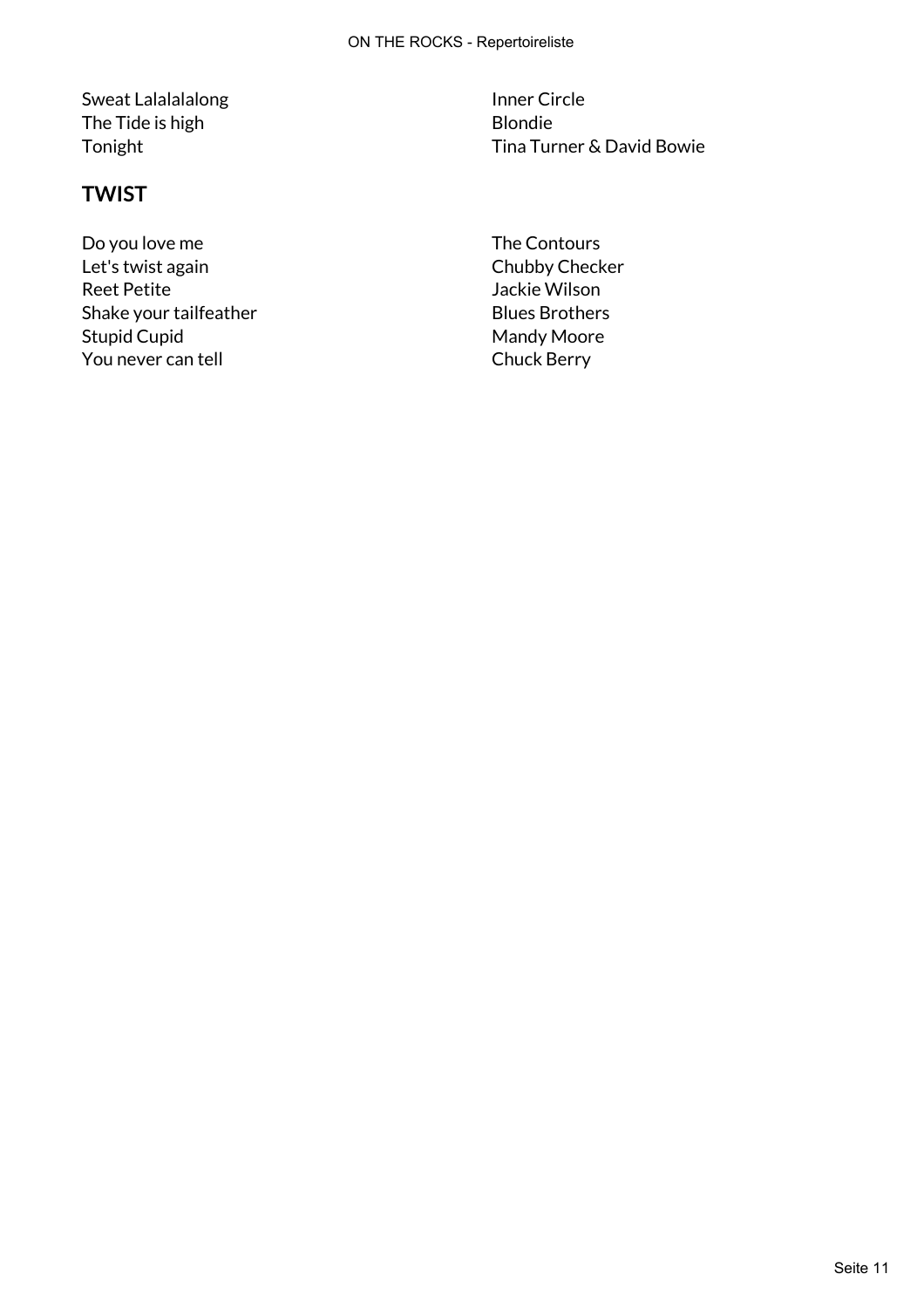| | |
|---|---|
| Sweat Lalalalalong | Inner Circle |
| The Tide is high | Blondie |
| Tonight | Tina Turner & David Bowie |

## TWIST

| | |
|---|---|
| Do you love me | The Contours |
| Let's twist again | Chubby Checker |
| Reet Petite | Jackie Wilson |
| Shake your tailfeather | Blues Brothers |
| Stupid Cupid | Mandy Moore |
| You never can tell | Chuck Berry |